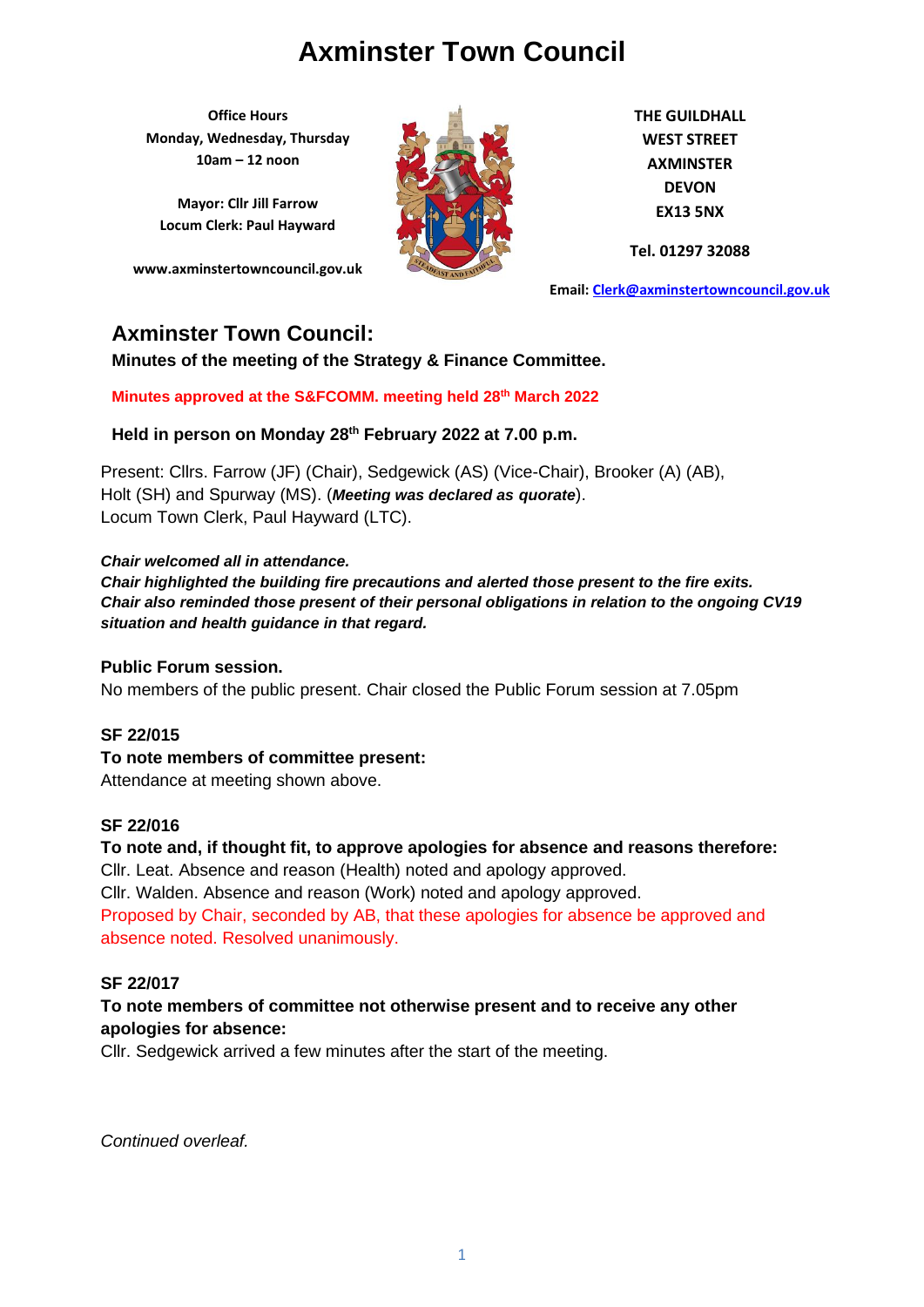# Axminster Town Council

**Office Hours**
**Monday, Wednesday, Thursday**
**10am – 12 noon**

**Mayor: Cllr Jill Farrow**
**Locum Clerk: Paul Hayward**

**www.axminstertowncouncil.gov.uk**

**THE GUILDHALL**
**WEST STREET**
**AXMINSTER**
**DEVON**
**EX13 5NX**

**Tel. 01297 32088**

**Email: Clerk@axminstertowncouncil.gov.uk**

## Axminster Town Council:

**Minutes of the meeting of the Strategy & Finance Committee.**

**Minutes approved at the S&FCOMM. meeting held 28th March 2022**

**Held in person on Monday 28th February 2022 at 7.00 p.m.**

Present: Cllrs. Farrow (JF) (Chair), Sedgewick (AS) (Vice-Chair), Brooker (A) (AB), Holt (SH) and Spurway (MS). (***Meeting was declared as quorate***). Locum Town Clerk, Paul Hayward (LTC).

***Chair welcomed all in attendance.***
***Chair highlighted the building fire precautions and alerted those present to the fire exits.***
***Chair also reminded those present of their personal obligations in relation to the ongoing CV19 situation and health guidance in that regard.***

**Public Forum session.**

No members of the public present. Chair closed the Public Forum session at 7.05pm

**SF 22/015**

**To note members of committee present:**

Attendance at meeting shown above.

**SF 22/016**

**To note and, if thought fit, to approve apologies for absence and reasons therefore:**

Cllr. Leat. Absence and reason (Health) noted and apology approved.
Cllr. Walden. Absence and reason (Work) noted and apology approved.
Proposed by Chair, seconded by AB, that these apologies for absence be approved and absence noted. Resolved unanimously.

**SF 22/017**

**To note members of committee not otherwise present and to receive any other apologies for absence:**

Cllr. Sedgewick arrived a few minutes after the start of the meeting.

*Continued overleaf.*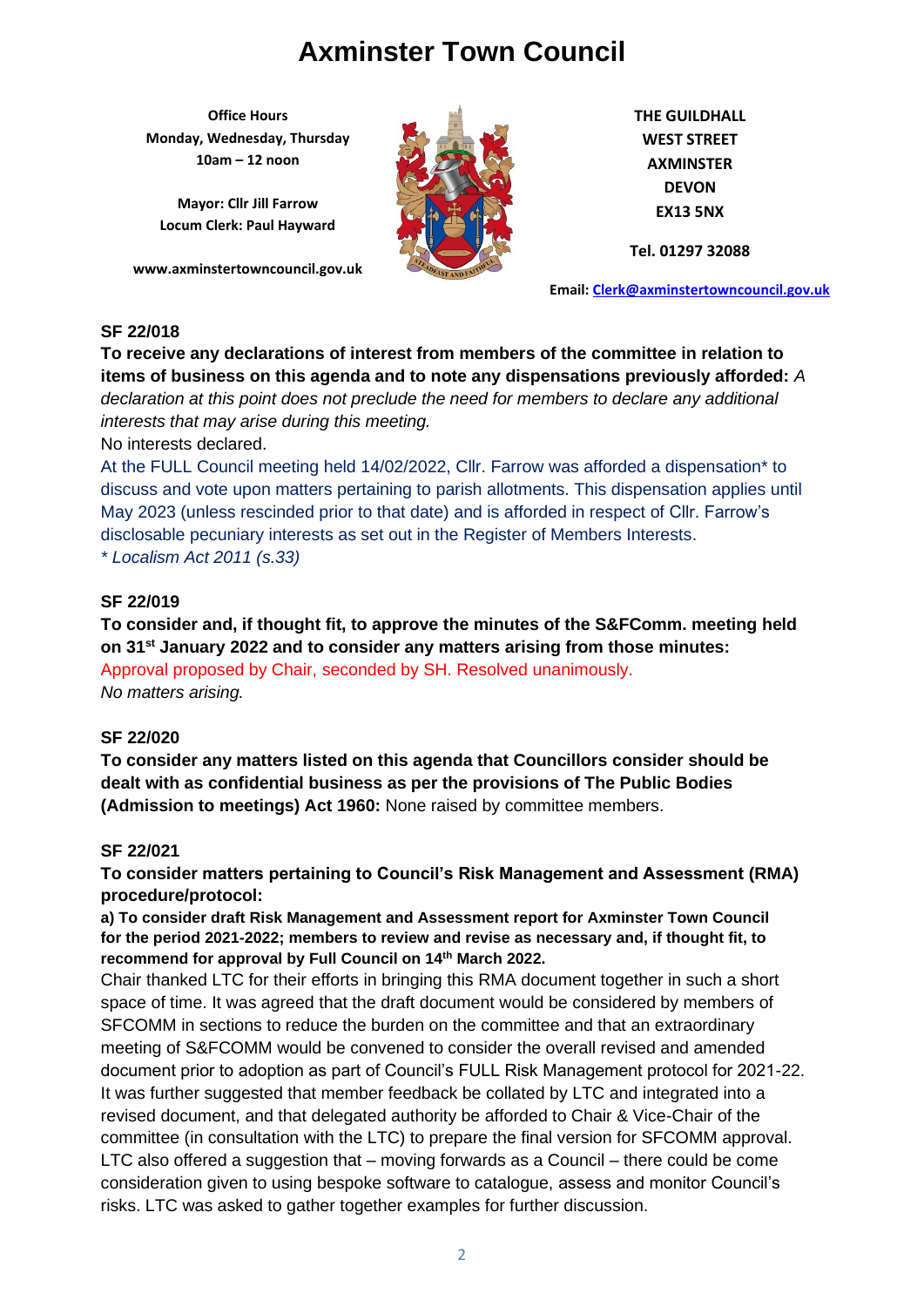# Axminster Town Council

**Office Hours**
**Monday, Wednesday, Thursday**
**10am – 12 noon**

**Mayor: Cllr Jill Farrow**
**Locum Clerk: Paul Hayward**

**www.axminstertowncouncil.gov.uk**

**THE GUILDHALL**
**WEST STREET**
**AXMINSTER**
**DEVON**
**EX13 5NX**

**Tel. 01297 32088**

**Email: Clerk@axminstertowncouncil.gov.uk**

**SF 22/018**

**To receive any declarations of interest from members of the committee in relation to items of business on this agenda and to note any dispensations previously afforded:** *A declaration at this point does not preclude the need for members to declare any additional interests that may arise during this meeting.*

No interests declared.

At the FULL Council meeting held 14/02/2022, Cllr. Farrow was afforded a dispensation* to discuss and vote upon matters pertaining to parish allotments. This dispensation applies until May 2023 (unless rescinded prior to that date) and is afforded in respect of Cllr. Farrow's disclosable pecuniary interests as set out in the Register of Members Interests.

*\* Localism Act 2011 (s.33)*

**SF 22/019**

**To consider and, if thought fit, to approve the minutes of the S&FComm. meeting held on 31st January 2022 and to consider any matters arising from those minutes:**

Approval proposed by Chair, seconded by SH. Resolved unanimously.

*No matters arising.*

**SF 22/020**

**To consider any matters listed on this agenda that Councillors consider should be dealt with as confidential business as per the provisions of The Public Bodies (Admission to meetings) Act 1960:** None raised by committee members.

**SF 22/021**

**To consider matters pertaining to Council's Risk Management and Assessment (RMA) procedure/protocol:**

**a) To consider draft Risk Management and Assessment report for Axminster Town Council for the period 2021-2022; members to review and revise as necessary and, if thought fit, to recommend for approval by Full Council on 14th March 2022.**

Chair thanked LTC for their efforts in bringing this RMA document together in such a short space of time. It was agreed that the draft document would be considered by members of SFCOMM in sections to reduce the burden on the committee and that an extraordinary meeting of S&FCOMM would be convened to consider the overall revised and amended document prior to adoption as part of Council's FULL Risk Management protocol for 2021-22. It was further suggested that member feedback be collated by LTC and integrated into a revised document, and that delegated authority be afforded to Chair & Vice-Chair of the committee (in consultation with the LTC) to prepare the final version for SFCOMM approval. LTC also offered a suggestion that – moving forwards as a Council – there could be come consideration given to using bespoke software to catalogue, assess and monitor Council's risks. LTC was asked to gather together examples for further discussion.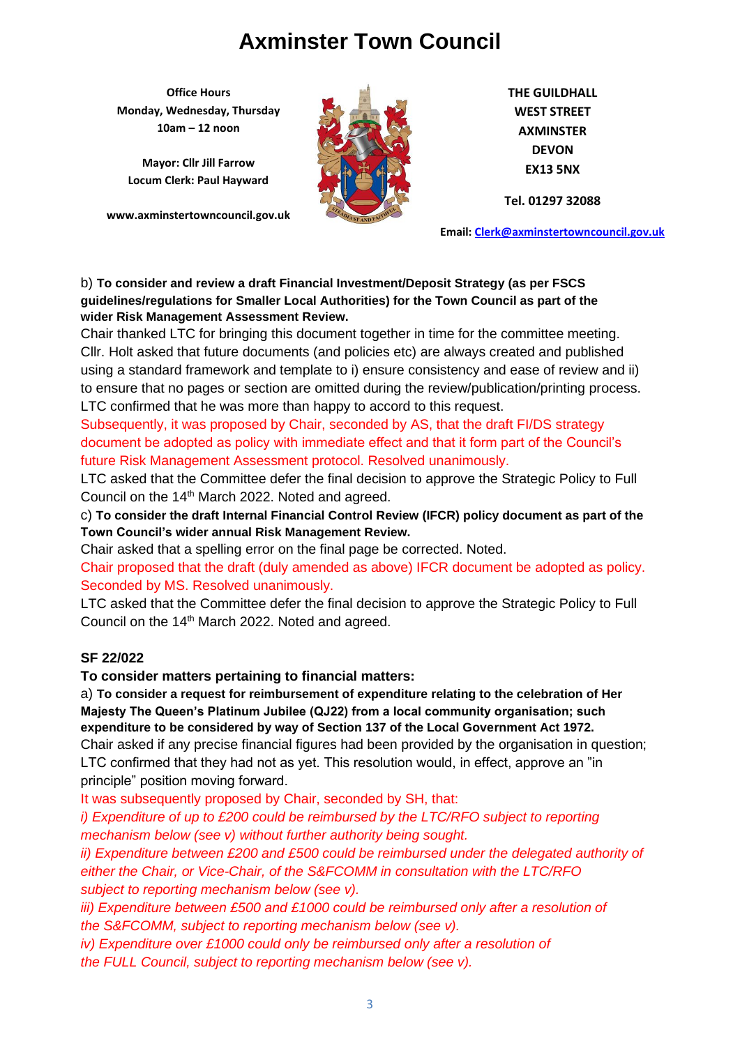# Axminster Town Council

**Office Hours**
**Monday, Wednesday, Thursday**
**10am – 12 noon**

**Mayor: Cllr Jill Farrow**
**Locum Clerk: Paul Hayward**

**www.axminstertowncouncil.gov.uk**

**THE GUILDHALL**
**WEST STREET**
**AXMINSTER**
**DEVON**
**EX13 5NX**

**Tel. 01297 32088**

**Email: Clerk@axminstertowncouncil.gov.uk**

b) **To consider and review a draft Financial Investment/Deposit Strategy (as per FSCS guidelines/regulations for Smaller Local Authorities) for the Town Council as part of the wider Risk Management Assessment Review.**

Chair thanked LTC for bringing this document together in time for the committee meeting. Cllr. Holt asked that future documents (and policies etc) are always created and published using a standard framework and template to i) ensure consistency and ease of review and ii) to ensure that no pages or section are omitted during the review/publication/printing process. LTC confirmed that he was more than happy to accord to this request.

Subsequently, it was proposed by Chair, seconded by AS, that the draft FI/DS strategy document be adopted as policy with immediate effect and that it form part of the Council's future Risk Management Assessment protocol. Resolved unanimously.

LTC asked that the Committee defer the final decision to approve the Strategic Policy to Full Council on the 14th March 2022. Noted and agreed.

c) **To consider the draft Internal Financial Control Review (IFCR) policy document as part of the Town Council's wider annual Risk Management Review.**

Chair asked that a spelling error on the final page be corrected. Noted.

Chair proposed that the draft (duly amended as above) IFCR document be adopted as policy. Seconded by MS. Resolved unanimously.

LTC asked that the Committee defer the final decision to approve the Strategic Policy to Full Council on the 14th March 2022. Noted and agreed.

**SF 22/022**

**To consider matters pertaining to financial matters:**

a) **To consider a request for reimbursement of expenditure relating to the celebration of Her Majesty The Queen's Platinum Jubilee (QJ22) from a local community organisation; such expenditure to be considered by way of Section 137 of the Local Government Act 1972.**

Chair asked if any precise financial figures had been provided by the organisation in question; LTC confirmed that they had not as yet. This resolution would, in effect, approve an "in principle" position moving forward.

It was subsequently proposed by Chair, seconded by SH, that:

*i) Expenditure of up to £200 could be reimbursed by the LTC/RFO subject to reporting mechanism below (see v) without further authority being sought.*

*ii) Expenditure between £200 and £500 could be reimbursed under the delegated authority of either the Chair, or Vice-Chair, of the S&FCOMM in consultation with the LTC/RFO subject to reporting mechanism below (see v).*

*iii) Expenditure between £500 and £1000 could be reimbursed only after a resolution of the S&FCOMM, subject to reporting mechanism below (see v).*

*iv) Expenditure over £1000 could only be reimbursed only after a resolution of the FULL Council, subject to reporting mechanism below (see v).*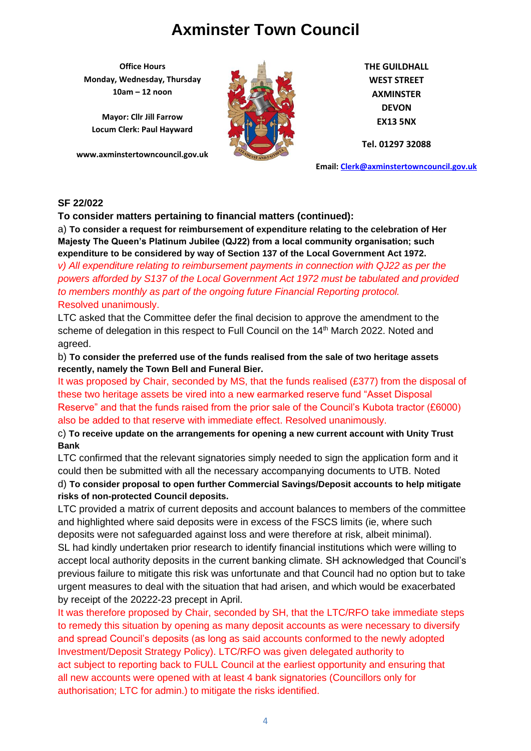# Axminster Town Council

**Office Hours**
**Monday, Wednesday, Thursday**
**10am – 12 noon**

**Mayor: Cllr Jill Farrow**
**Locum Clerk: Paul Hayward**

**www.axminstertowncouncil.gov.uk**

**THE GUILDHALL**
**WEST STREET**
**AXMINSTER**
**DEVON**
**EX13 5NX**

**Tel. 01297 32088**

**Email: Clerk@axminstertowncouncil.gov.uk**

**SF 22/022**

**To consider matters pertaining to financial matters (continued):**

a) **To consider a request for reimbursement of expenditure relating to the celebration of Her Majesty The Queen's Platinum Jubilee (QJ22) from a local community organisation; such expenditure to be considered by way of Section 137 of the Local Government Act 1972.**

*v) All expenditure relating to reimbursement payments in connection with QJ22 as per the powers afforded by S137 of the Local Government Act 1972 must be tabulated and provided to members monthly as part of the ongoing future Financial Reporting protocol.*

Resolved unanimously.

LTC asked that the Committee defer the final decision to approve the amendment to the scheme of delegation in this respect to Full Council on the 14th March 2022. Noted and agreed.

b) **To consider the preferred use of the funds realised from the sale of two heritage assets recently, namely the Town Bell and Funeral Bier.**

It was proposed by Chair, seconded by MS, that the funds realised (£377) from the disposal of these two heritage assets be vired into a new earmarked reserve fund "Asset Disposal Reserve" and that the funds raised from the prior sale of the Council's Kubota tractor (£6000) also be added to that reserve with immediate effect. Resolved unanimously.

c) **To receive update on the arrangements for opening a new current account with Unity Trust Bank**

LTC confirmed that the relevant signatories simply needed to sign the application form and it could then be submitted with all the necessary accompanying documents to UTB. Noted

d) **To consider proposal to open further Commercial Savings/Deposit accounts to help mitigate risks of non-protected Council deposits.**

LTC provided a matrix of current deposits and account balances to members of the committee and highlighted where said deposits were in excess of the FSCS limits (ie, where such deposits were not safeguarded against loss and were therefore at risk, albeit minimal).
SL had kindly undertaken prior research to identify financial institutions which were willing to accept local authority deposits in the current banking climate. SH acknowledged that Council's previous failure to mitigate this risk was unfortunate and that Council had no option but to take urgent measures to deal with the situation that had arisen, and which would be exacerbated by receipt of the 20222-23 precept in April.

It was therefore proposed by Chair, seconded by SH, that the LTC/RFO take immediate steps to remedy this situation by opening as many deposit accounts as were necessary to diversify and spread Council's deposits (as long as said accounts conformed to the newly adopted Investment/Deposit Strategy Policy). LTC/RFO was given delegated authority to act subject to reporting back to FULL Council at the earliest opportunity and ensuring that all new accounts were opened with at least 4 bank signatories (Councillors only for authorisation; LTC for admin.) to mitigate the risks identified.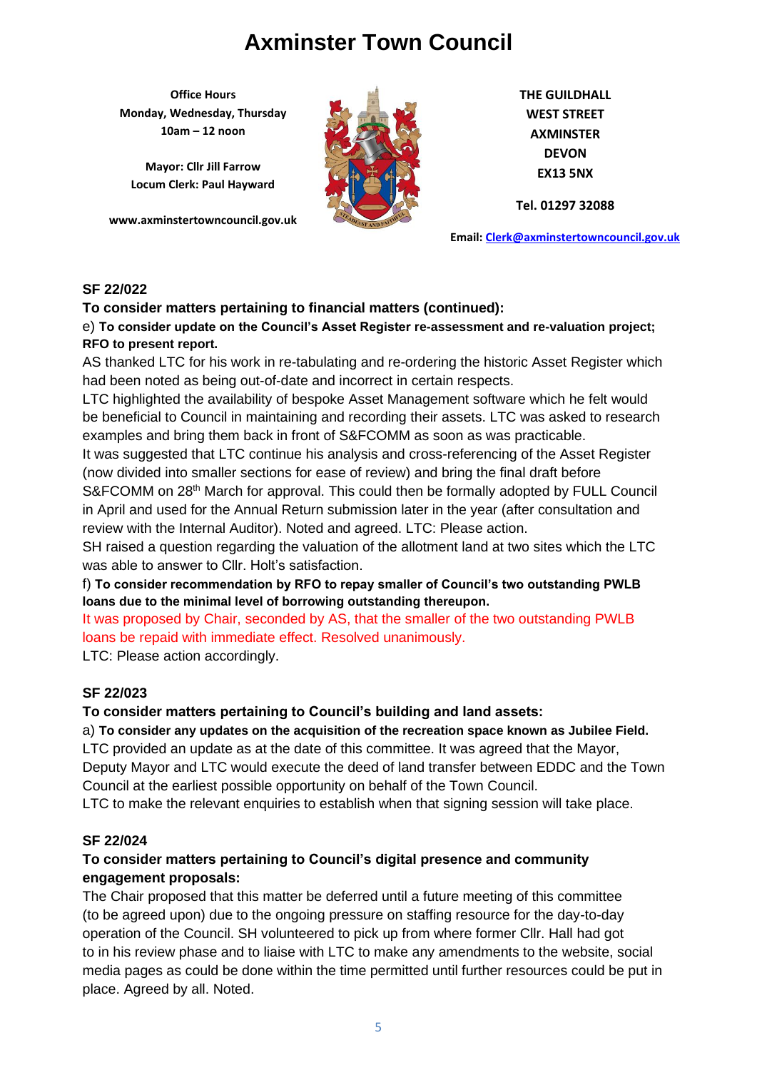# Axminster Town Council

**Office Hours**
**Monday, Wednesday, Thursday**
**10am – 12 noon**

**Mayor: Cllr Jill Farrow**
**Locum Clerk: Paul Hayward**

**www.axminstertowncouncil.gov.uk**

**THE GUILDHALL**
**WEST STREET**
**AXMINSTER**
**DEVON**
**EX13 5NX**

**Tel. 01297 32088**

**Email: Clerk@axminstertowncouncil.gov.uk**

**SF 22/022**

**To consider matters pertaining to financial matters (continued):**

e) **To consider update on the Council's Asset Register re-assessment and re-valuation project; RFO to present report.**

AS thanked LTC for his work in re-tabulating and re-ordering the historic Asset Register which had been noted as being out-of-date and incorrect in certain respects.

LTC highlighted the availability of bespoke Asset Management software which he felt would be beneficial to Council in maintaining and recording their assets. LTC was asked to research examples and bring them back in front of S&FCOMM as soon as was practicable.

It was suggested that LTC continue his analysis and cross-referencing of the Asset Register (now divided into smaller sections for ease of review) and bring the final draft before S&FCOMM on 28th March for approval. This could then be formally adopted by FULL Council in April and used for the Annual Return submission later in the year (after consultation and review with the Internal Auditor). Noted and agreed. LTC: Please action.

SH raised a question regarding the valuation of the allotment land at two sites which the LTC was able to answer to Cllr. Holt's satisfaction.

f) **To consider recommendation by RFO to repay smaller of Council's two outstanding PWLB loans due to the minimal level of borrowing outstanding thereupon.**

It was proposed by Chair, seconded by AS, that the smaller of the two outstanding PWLB loans be repaid with immediate effect. Resolved unanimously.

LTC: Please action accordingly.

**SF 22/023**

**To consider matters pertaining to Council's building and land assets:**

a) **To consider any updates on the acquisition of the recreation space known as Jubilee Field.**

LTC provided an update as at the date of this committee. It was agreed that the Mayor, Deputy Mayor and LTC would execute the deed of land transfer between EDDC and the Town Council at the earliest possible opportunity on behalf of the Town Council.

LTC to make the relevant enquiries to establish when that signing session will take place.

**SF 22/024**

**To consider matters pertaining to Council's digital presence and community engagement proposals:**

The Chair proposed that this matter be deferred until a future meeting of this committee (to be agreed upon) due to the ongoing pressure on staffing resource for the day-to-day operation of the Council. SH volunteered to pick up from where former Cllr. Hall had got to in his review phase and to liaise with LTC to make any amendments to the website, social media pages as could be done within the time permitted until further resources could be put in place. Agreed by all. Noted.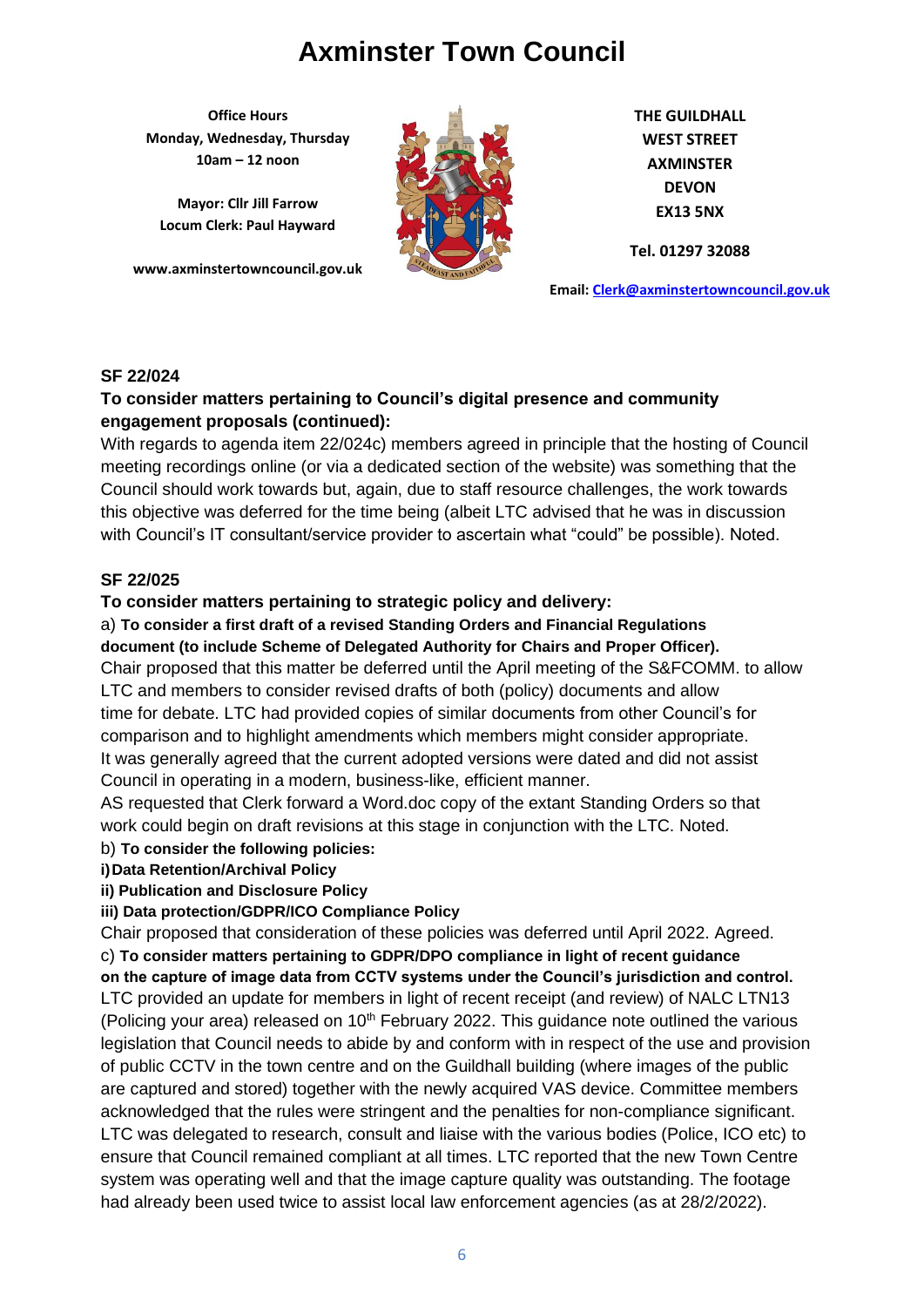# Axminster Town Council

**Office Hours**
**Monday, Wednesday, Thursday**
**10am – 12 noon**

**Mayor: Cllr Jill Farrow**
**Locum Clerk: Paul Hayward**

**www.axminstertowncouncil.gov.uk**

**THE GUILDHALL**
**WEST STREET**
**AXMINSTER**
**DEVON**
**EX13 5NX**

**Tel. 01297 32088**

**Email: Clerk@axminstertowncouncil.gov.uk**

**SF 22/024**

**To consider matters pertaining to Council's digital presence and community engagement proposals (continued):**

With regards to agenda item 22/024c) members agreed in principle that the hosting of Council meeting recordings online (or via a dedicated section of the website) was something that the Council should work towards but, again, due to staff resource challenges, the work towards this objective was deferred for the time being (albeit LTC advised that he was in discussion with Council's IT consultant/service provider to ascertain what "could" be possible). Noted.

**SF 22/025**

**To consider matters pertaining to strategic policy and delivery:**

a) **To consider a first draft of a revised Standing Orders and Financial Regulations document (to include Scheme of Delegated Authority for Chairs and Proper Officer).**

Chair proposed that this matter be deferred until the April meeting of the S&FCOMM. to allow LTC and members to consider revised drafts of both (policy) documents and allow time for debate. LTC had provided copies of similar documents from other Council's for comparison and to highlight amendments which members might consider appropriate. It was generally agreed that the current adopted versions were dated and did not assist Council in operating in a modern, business-like, efficient manner.

AS requested that Clerk forward a Word.doc copy of the extant Standing Orders so that work could begin on draft revisions at this stage in conjunction with the LTC. Noted.

b) **To consider the following policies:**

**i) Data Retention/Archival Policy**

**ii) Publication and Disclosure Policy**

**iii) Data protection/GDPR/ICO Compliance Policy**

Chair proposed that consideration of these policies was deferred until April 2022. Agreed.

c) **To consider matters pertaining to GDPR/DPO compliance in light of recent guidance on the capture of image data from CCTV systems under the Council's jurisdiction and control.**

LTC provided an update for members in light of recent receipt (and review) of NALC LTN13 (Policing your area) released on 10th February 2022. This guidance note outlined the various legislation that Council needs to abide by and conform with in respect of the use and provision of public CCTV in the town centre and on the Guildhall building (where images of the public are captured and stored) together with the newly acquired VAS device. Committee members acknowledged that the rules were stringent and the penalties for non-compliance significant. LTC was delegated to research, consult and liaise with the various bodies (Police, ICO etc) to ensure that Council remained compliant at all times. LTC reported that the new Town Centre system was operating well and that the image capture quality was outstanding. The footage had already been used twice to assist local law enforcement agencies (as at 28/2/2022).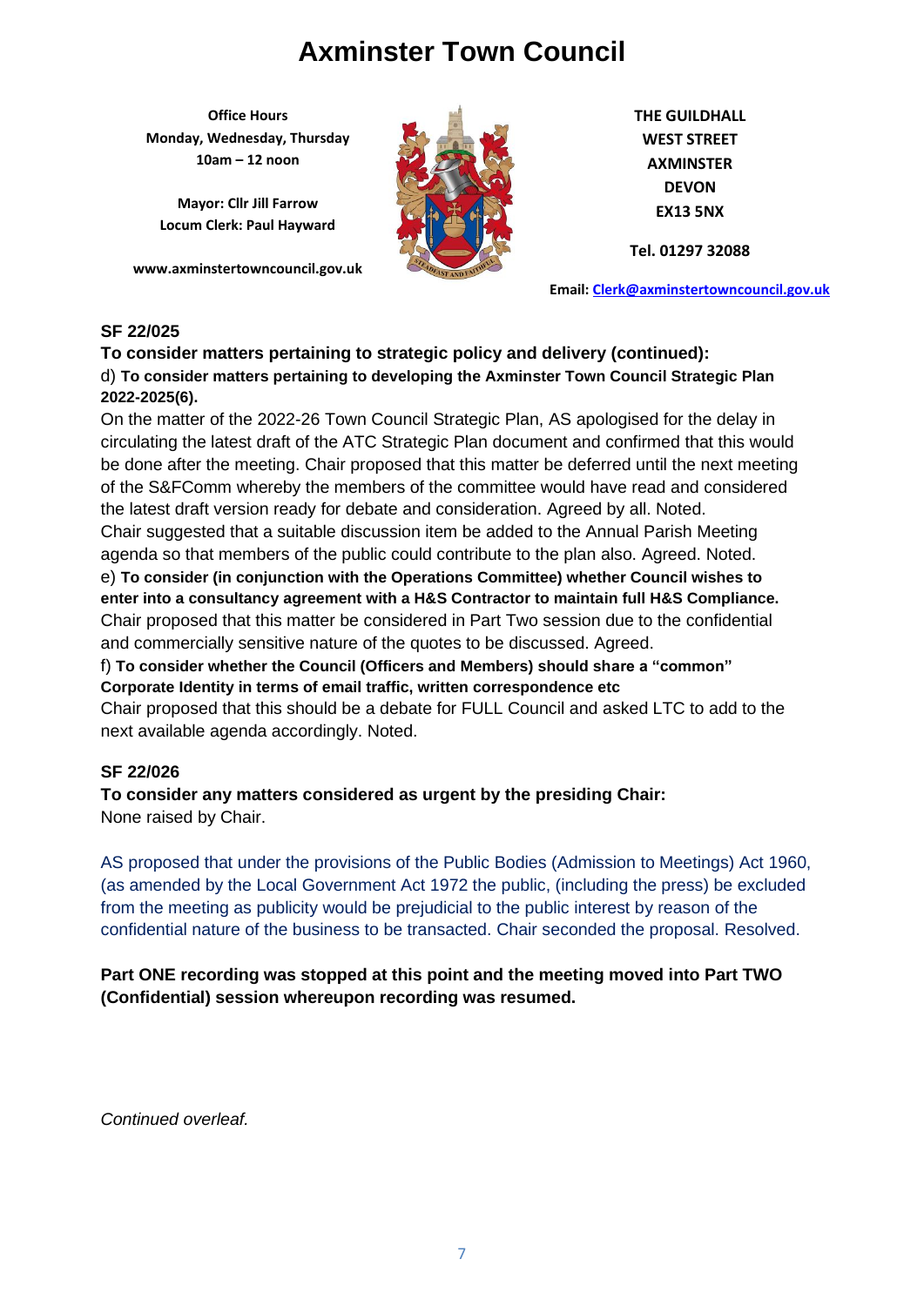# Axminster Town Council

**Office Hours**
**Monday, Wednesday, Thursday**
**10am – 12 noon**

**Mayor: Cllr Jill Farrow**
**Locum Clerk: Paul Hayward**

**www.axminstertowncouncil.gov.uk**

**THE GUILDHALL**
**WEST STREET**
**AXMINSTER**
**DEVON**
**EX13 5NX**

**Tel. 01297 32088**

**Email: Clerk@axminstertowncouncil.gov.uk**

**SF 22/025**

**To consider matters pertaining to strategic policy and delivery (continued):**

d) **To consider matters pertaining to developing the Axminster Town Council Strategic Plan 2022-2025(6).**

On the matter of the 2022-26 Town Council Strategic Plan, AS apologised for the delay in circulating the latest draft of the ATC Strategic Plan document and confirmed that this would be done after the meeting. Chair proposed that this matter be deferred until the next meeting of the S&FComm whereby the members of the committee would have read and considered the latest draft version ready for debate and consideration. Agreed by all. Noted.

Chair suggested that a suitable discussion item be added to the Annual Parish Meeting agenda so that members of the public could contribute to the plan also. Agreed. Noted.

e) **To consider (in conjunction with the Operations Committee) whether Council wishes to enter into a consultancy agreement with a H&S Contractor to maintain full H&S Compliance.**

Chair proposed that this matter be considered in Part Two session due to the confidential and commercially sensitive nature of the quotes to be discussed. Agreed.

f) **To consider whether the Council (Officers and Members) should share a "common" Corporate Identity in terms of email traffic, written correspondence etc**

Chair proposed that this should be a debate for FULL Council and asked LTC to add to the next available agenda accordingly. Noted.

**SF 22/026**

**To consider any matters considered as urgent by the presiding Chair:**

None raised by Chair.

AS proposed that under the provisions of the Public Bodies (Admission to Meetings) Act 1960, (as amended by the Local Government Act 1972 the public, (including the press) be excluded from the meeting as publicity would be prejudicial to the public interest by reason of the confidential nature of the business to be transacted. Chair seconded the proposal. Resolved.

**Part ONE recording was stopped at this point and the meeting moved into Part TWO (Confidential) session whereupon recording was resumed.**

*Continued overleaf.*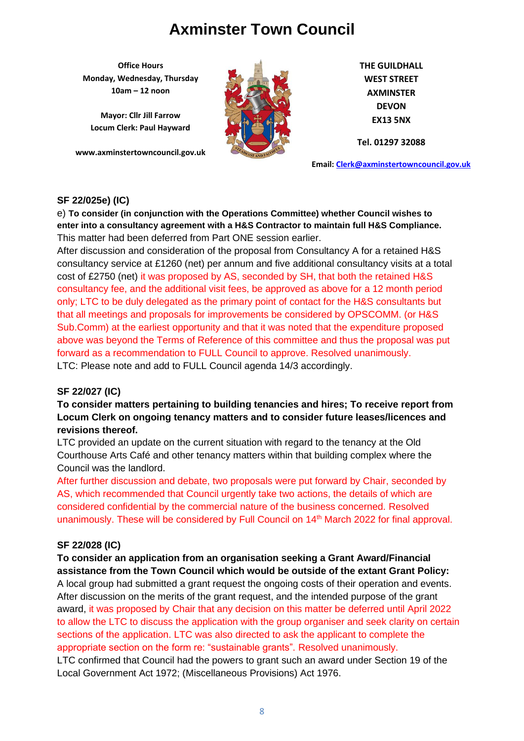# Axminster Town Council

**Office Hours**
**Monday, Wednesday, Thursday**
**10am – 12 noon**

**Mayor: Cllr Jill Farrow**
**Locum Clerk: Paul Hayward**

**www.axminstertowncouncil.gov.uk**

**THE GUILDHALL**
**WEST STREET**
**AXMINSTER**
**DEVON**
**EX13 5NX**

**Tel. 01297 32088**

**Email: Clerk@axminstertowncouncil.gov.uk**

**SF 22/025e) (IC)**

e) **To consider (in conjunction with the Operations Committee) whether Council wishes to enter into a consultancy agreement with a H&S Contractor to maintain full H&S Compliance.**
This matter had been deferred from Part ONE session earlier.
After discussion and consideration of the proposal from Consultancy A for a retained H&S consultancy service at £1260 (net) per annum and five additional consultancy visits at a total cost of £2750 (net) it was proposed by AS, seconded by SH, that both the retained H&S consultancy fee, and the additional visit fees, be approved as above for a 12 month period only; LTC to be duly delegated as the primary point of contact for the H&S consultants but that all meetings and proposals for improvements be considered by OPSCOMM. (or H&S Sub.Comm) at the earliest opportunity and that it was noted that the expenditure proposed above was beyond the Terms of Reference of this committee and thus the proposal was put forward as a recommendation to FULL Council to approve. Resolved unanimously.
LTC: Please note and add to FULL Council agenda 14/3 accordingly.

**SF 22/027 (IC)**

**To consider matters pertaining to building tenancies and hires; To receive report from Locum Clerk on ongoing tenancy matters and to consider future leases/licences and revisions thereof.**
LTC provided an update on the current situation with regard to the tenancy at the Old Courthouse Arts Café and other tenancy matters within that building complex where the Council was the landlord.
After further discussion and debate, two proposals were put forward by Chair, seconded by AS, which recommended that Council urgently take two actions, the details of which are considered confidential by the commercial nature of the business concerned. Resolved unanimously. These will be considered by Full Council on 14th March 2022 for final approval.

**SF 22/028 (IC)**

**To consider an application from an organisation seeking a Grant Award/Financial assistance from the Town Council which would be outside of the extant Grant Policy:**
A local group had submitted a grant request the ongoing costs of their operation and events. After discussion on the merits of the grant request, and the intended purpose of the grant award, it was proposed by Chair that any decision on this matter be deferred until April 2022 to allow the LTC to discuss the application with the group organiser and seek clarity on certain sections of the application. LTC was also directed to ask the applicant to complete the appropriate section on the form re: "sustainable grants". Resolved unanimously.
LTC confirmed that Council had the powers to grant such an award under Section 19 of the Local Government Act 1972; (Miscellaneous Provisions) Act 1976.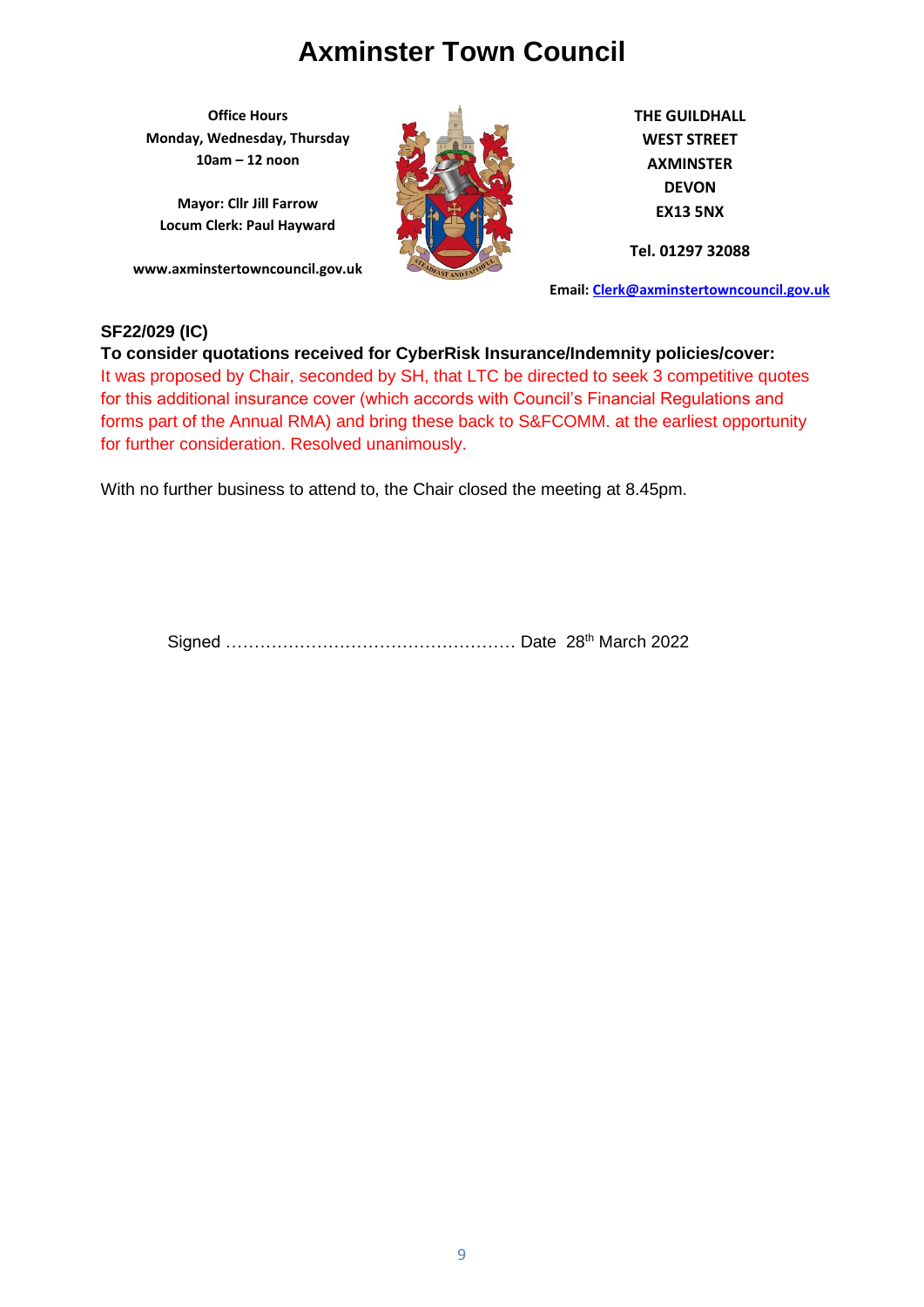# Axminster Town Council

**Office Hours**
**Monday, Wednesday, Thursday**
**10am – 12 noon**

**Mayor: Cllr Jill Farrow**
**Locum Clerk: Paul Hayward**

**www.axminstertowncouncil.gov.uk**

**THE GUILDHALL**
**WEST STREET**
**AXMINSTER**
**DEVON**
**EX13 5NX**

**Tel. 01297 32088**

**Email: Clerk@axminstertowncouncil.gov.uk**

**SF22/029 (IC)**

**To consider quotations received for CyberRisk Insurance/Indemnity policies/cover:**
It was proposed by Chair, seconded by SH, that LTC be directed to seek 3 competitive quotes for this additional insurance cover (which accords with Council's Financial Regulations and forms part of the Annual RMA) and bring these back to S&FCOMM. at the earliest opportunity for further consideration. Resolved unanimously.

With no further business to attend to, the Chair closed the meeting at 8.45pm.

Signed …………………………………………… Date 28th March 2022